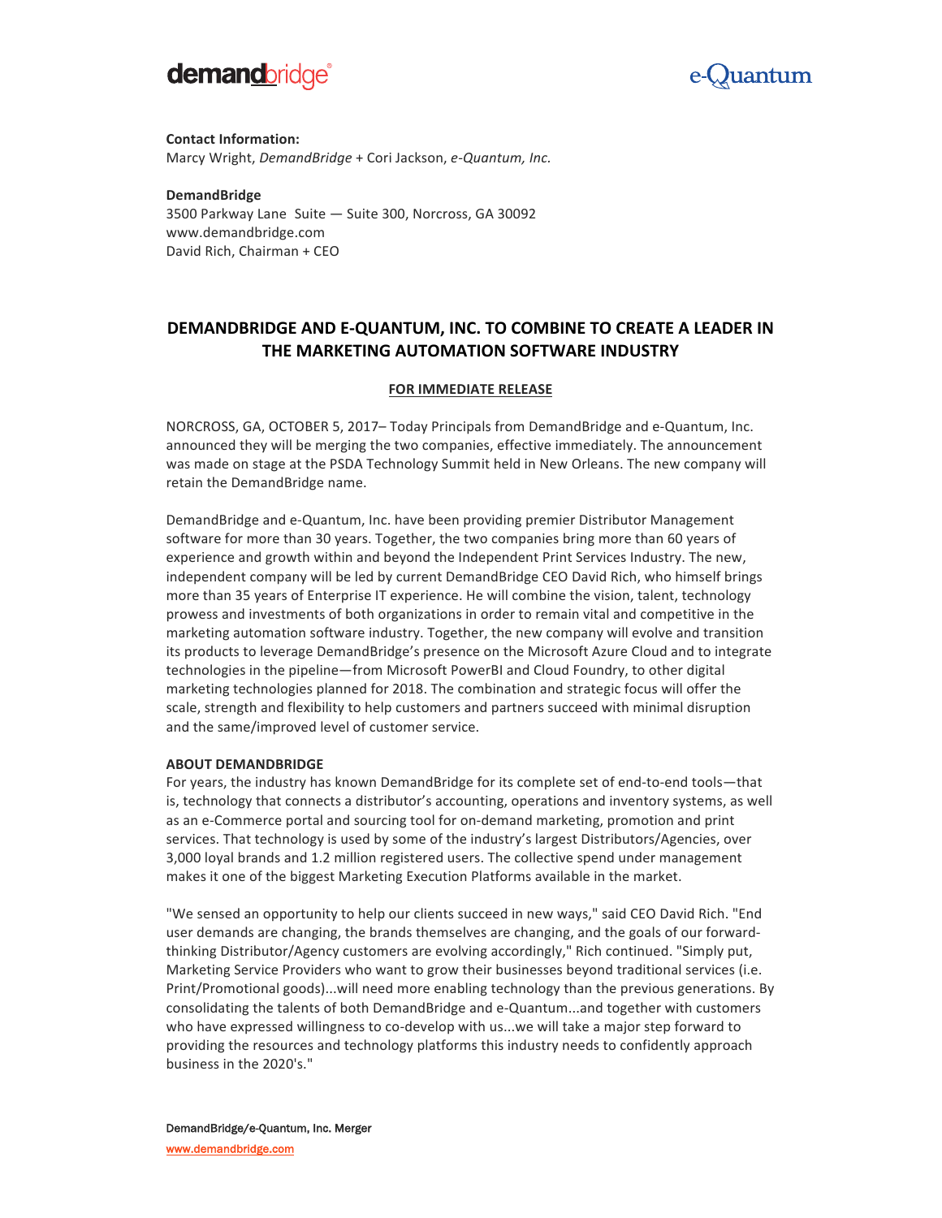demandbridge® e-Quantum

**Contact Information:**
Marcy Wright, *DemandBridge* + Cori Jackson, *e-Quantum, Inc.*

**DemandBridge**
3500 Parkway Lane Suite — Suite 300, Norcross, GA 30092
www.demandbridge.com
David Rich, Chairman + CEO

## DEMANDBRIDGE AND E-QUANTUM, INC. TO COMBINE TO CREATE A LEADER IN THE MARKETING AUTOMATION SOFTWARE INDUSTRY

**FOR IMMEDIATE RELEASE**

NORCROSS, GA, OCTOBER 5, 2017– Today Principals from DemandBridge and e-Quantum, Inc. announced they will be merging the two companies, effective immediately. The announcement was made on stage at the PSDA Technology Summit held in New Orleans. The new company will retain the DemandBridge name.

DemandBridge and e-Quantum, Inc. have been providing premier Distributor Management software for more than 30 years. Together, the two companies bring more than 60 years of experience and growth within and beyond the Independent Print Services Industry. The new, independent company will be led by current DemandBridge CEO David Rich, who himself brings more than 35 years of Enterprise IT experience. He will combine the vision, talent, technology prowess and investments of both organizations in order to remain vital and competitive in the marketing automation software industry. Together, the new company will evolve and transition its products to leverage DemandBridge's presence on the Microsoft Azure Cloud and to integrate technologies in the pipeline—from Microsoft PowerBI and Cloud Foundry, to other digital marketing technologies planned for 2018. The combination and strategic focus will offer the scale, strength and flexibility to help customers and partners succeed with minimal disruption and the same/improved level of customer service.

**ABOUT DEMANDBRIDGE**

For years, the industry has known DemandBridge for its complete set of end-to-end tools—that is, technology that connects a distributor's accounting, operations and inventory systems, as well as an e-Commerce portal and sourcing tool for on-demand marketing, promotion and print services. That technology is used by some of the industry's largest Distributors/Agencies, over 3,000 loyal brands and 1.2 million registered users. The collective spend under management makes it one of the biggest Marketing Execution Platforms available in the market.

"We sensed an opportunity to help our clients succeed in new ways," said CEO David Rich. "End user demands are changing, the brands themselves are changing, and the goals of our forward-thinking Distributor/Agency customers are evolving accordingly," Rich continued. "Simply put, Marketing Service Providers who want to grow their businesses beyond traditional services (i.e. Print/Promotional goods)...will need more enabling technology than the previous generations. By consolidating the talents of both DemandBridge and e-Quantum...and together with customers who have expressed willingness to co-develop with us...we will take a major step forward to providing the resources and technology platforms this industry needs to confidently approach business in the 2020's."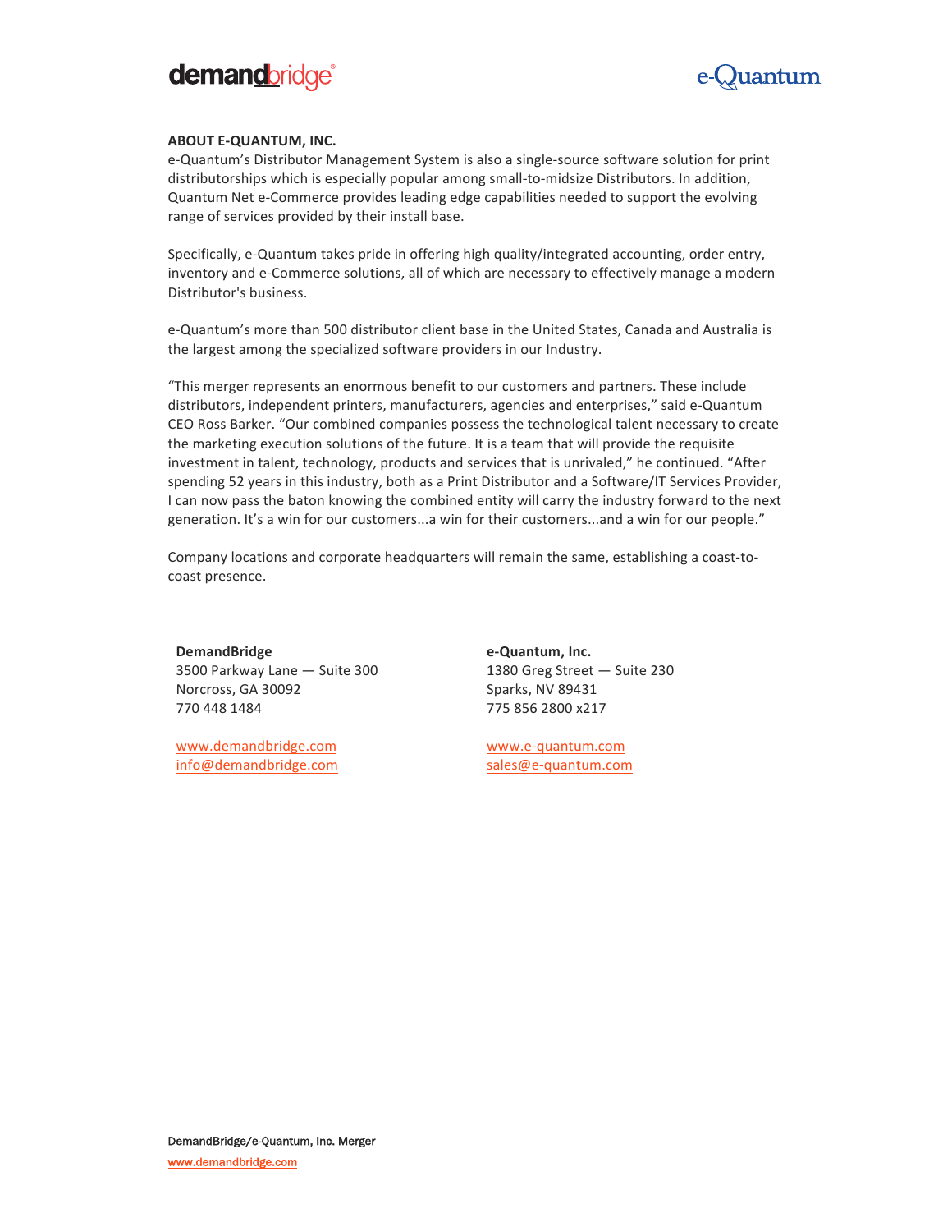**ABOUT E-QUANTUM, INC.**
e-Quantum's Distributor Management System is also a single-source software solution for print distributorships which is especially popular among small-to-midsize Distributors. In addition, Quantum Net e-Commerce provides leading edge capabilities needed to support the evolving range of services provided by their install base.

Specifically, e-Quantum takes pride in offering high quality/integrated accounting, order entry, inventory and e-Commerce solutions, all of which are necessary to effectively manage a modern Distributor's business.

e-Quantum's more than 500 distributor client base in the United States, Canada and Australia is the largest among the specialized software providers in our Industry.

"This merger represents an enormous benefit to our customers and partners. These include distributors, independent printers, manufacturers, agencies and enterprises," said e-Quantum CEO Ross Barker. "Our combined companies possess the technological talent necessary to create the marketing execution solutions of the future. It is a team that will provide the requisite investment in talent, technology, products and services that is unrivaled," he continued. "After spending 52 years in this industry, both as a Print Distributor and a Software/IT Services Provider, I can now pass the baton knowing the combined entity will carry the industry forward to the next generation. It's a win for our customers...a win for their customers...and a win for our people."

Company locations and corporate headquarters will remain the same, establishing a coast-to-coast presence.

**DemandBridge**
3500 Parkway Lane — Suite 300
Norcross, GA 30092
770 448 1484

www.demandbridge.com
info@demandbridge.com

**e-Quantum, Inc.**
1380 Greg Street — Suite 230
Sparks, NV 89431
775 856 2800 x217

www.e-quantum.com
sales@e-quantum.com